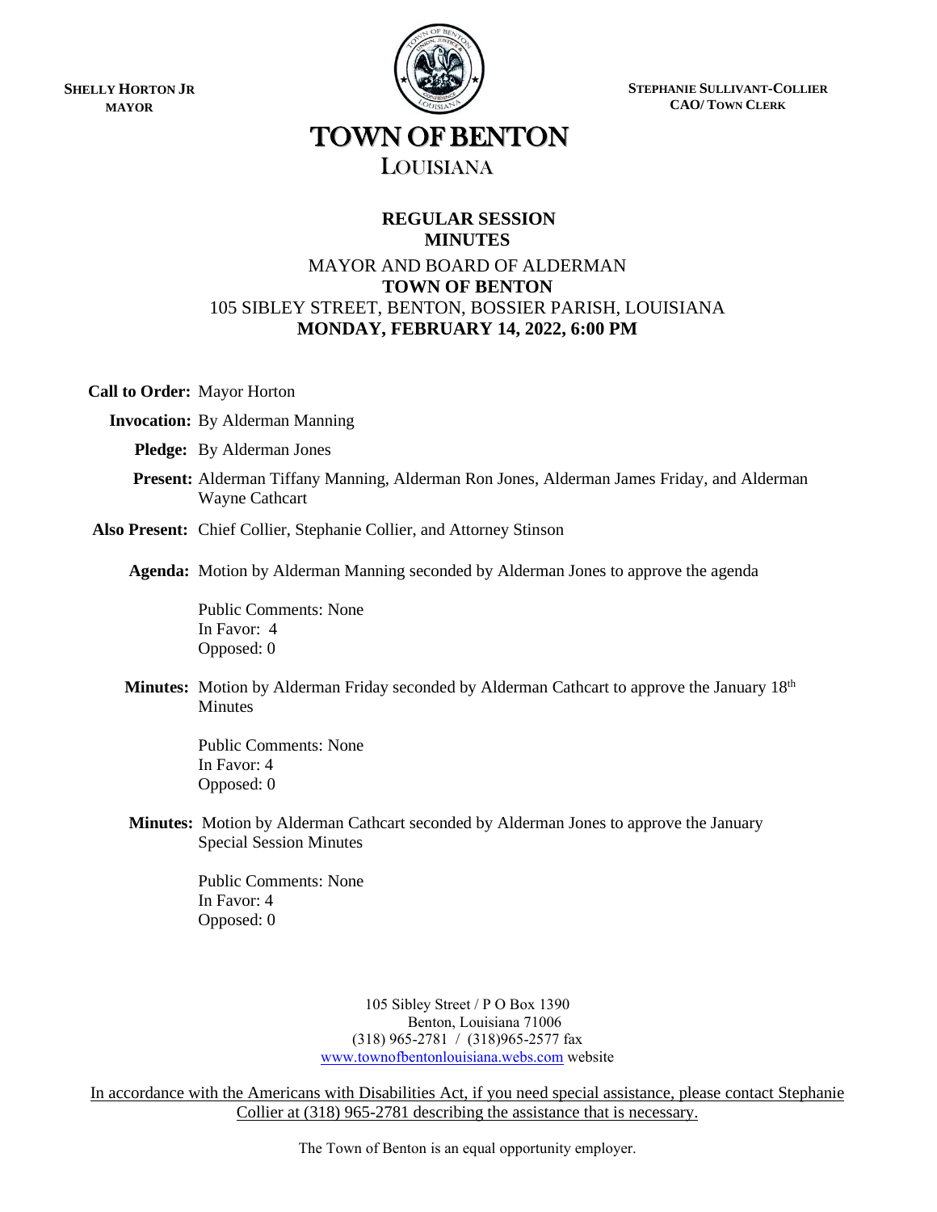**SHELLY HORTON JR**
**MAYOR**

**STEPHANIE SULLIVANT-COLLIER**
**CAO/ TOWN CLERK**

# TOWN OF BENTON

## LOUISIANA

### REGULAR SESSION
### MINUTES

MAYOR AND BOARD OF ALDERMAN
**TOWN OF BENTON**
105 SIBLEY STREET, BENTON, BOSSIER PARISH, LOUISIANA
**MONDAY, FEBRUARY 14, 2022, 6:00 PM**

**Call to Order:** Mayor Horton

**Invocation:** By Alderman Manning

**Pledge:** By Alderman Jones

**Present:** Alderman Tiffany Manning, Alderman Ron Jones, Alderman James Friday, and Alderman Wayne Cathcart

**Also Present:** Chief Collier, Stephanie Collier, and Attorney Stinson

**Agenda:** Motion by Alderman Manning seconded by Alderman Jones to approve the agenda

Public Comments: None
In Favor: 4
Opposed: 0

**Minutes:** Motion by Alderman Friday seconded by Alderman Cathcart to approve the January 18th Minutes

Public Comments: None
In Favor: 4
Opposed: 0

**Minutes:** Motion by Alderman Cathcart seconded by Alderman Jones to approve the January Special Session Minutes

Public Comments: None
In Favor: 4
Opposed: 0

105 Sibley Street / P O Box 1390
Benton, Louisiana 71006
(318) 965-2781 / (318)965-2577 fax
www.townofbentonlouisiana.webs.com website

In accordance with the Americans with Disabilities Act, if you need special assistance, please contact Stephanie Collier at (318) 965-2781 describing the assistance that is necessary.

The Town of Benton is an equal opportunity employer.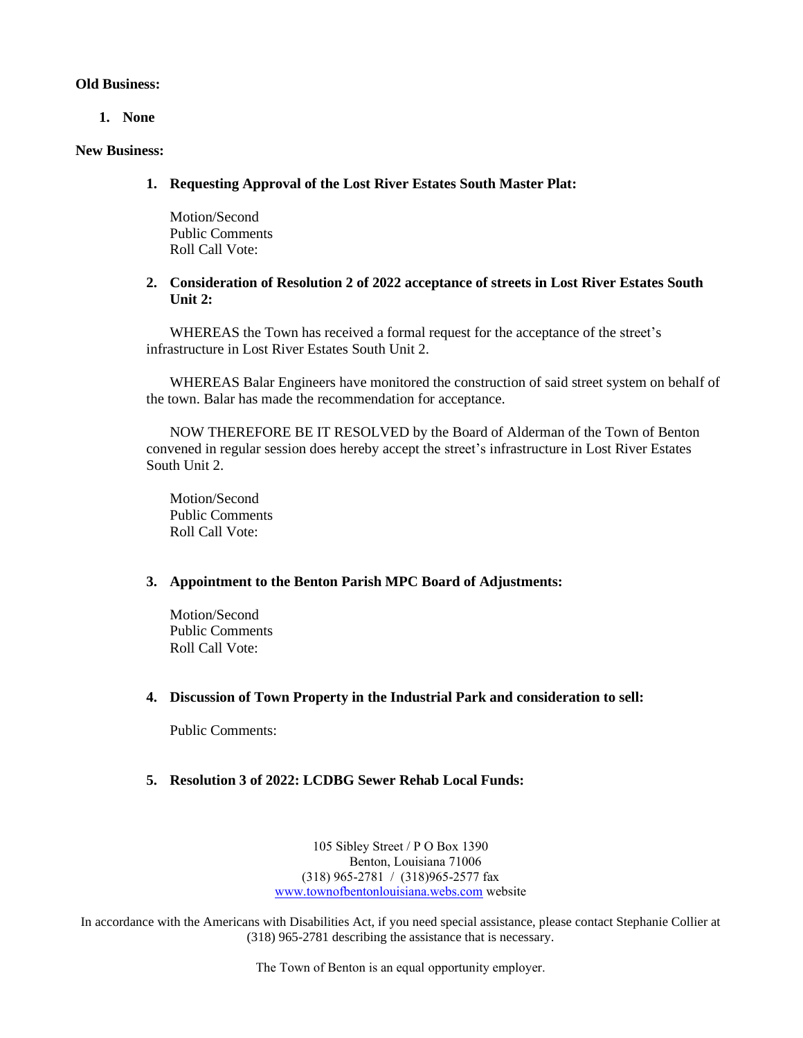**Old Business:**

1. **None**

**New Business:**

1. **Requesting Approval of the Lost River Estates South Master Plat:**

   Motion/Second
   Public Comments
   Roll Call Vote:

2. **Consideration of Resolution 2 of 2022 acceptance of streets in Lost River Estates South Unit 2:**

   WHEREAS the Town has received a formal request for the acceptance of the street's infrastructure in Lost River Estates South Unit 2.

   WHEREAS Balar Engineers have monitored the construction of said street system on behalf of the town. Balar has made the recommendation for acceptance.

   NOW THEREFORE BE IT RESOLVED by the Board of Alderman of the Town of Benton convened in regular session does hereby accept the street's infrastructure in Lost River Estates South Unit 2.

   Motion/Second
   Public Comments
   Roll Call Vote:

3. **Appointment to the Benton Parish MPC Board of Adjustments:**

   Motion/Second
   Public Comments
   Roll Call Vote:

4. **Discussion of Town Property in the Industrial Park and consideration to sell:**

   Public Comments:

5. **Resolution 3 of 2022: LCDBG Sewer Rehab Local Funds:**

105 Sibley Street / P O Box 1390
Benton, Louisiana 71006
(318) 965-2781 / (318)965-2577 fax
[www.townofbentonlouisiana.webs.com](http://www.townofbentonlouisiana.webs.com) website

In accordance with the Americans with Disabilities Act, if you need special assistance, please contact Stephanie Collier at (318) 965-2781 describing the assistance that is necessary.

The Town of Benton is an equal opportunity employer.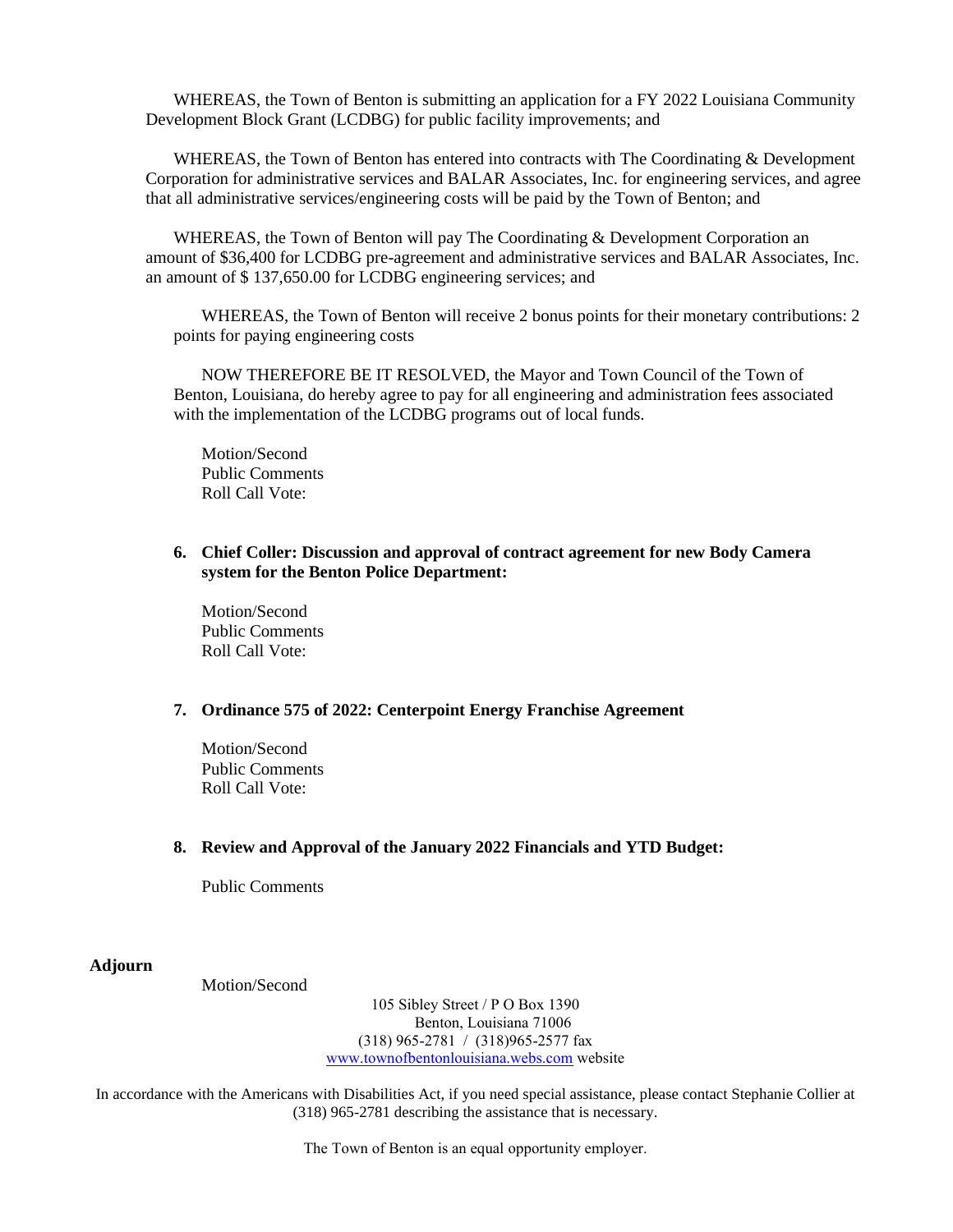WHEREAS, the Town of Benton is submitting an application for a FY 2022 Louisiana Community Development Block Grant (LCDBG) for public facility improvements; and

WHEREAS, the Town of Benton has entered into contracts with The Coordinating & Development Corporation for administrative services and BALAR Associates, Inc. for engineering services, and agree that all administrative services/engineering costs will be paid by the Town of Benton; and

WHEREAS, the Town of Benton will pay The Coordinating & Development Corporation an amount of $36,400 for LCDBG pre-agreement and administrative services and BALAR Associates, Inc. an amount of $ 137,650.00 for LCDBG engineering services; and

WHEREAS, the Town of Benton will receive 2 bonus points for their monetary contributions: 2 points for paying engineering costs

NOW THEREFORE BE IT RESOLVED, the Mayor and Town Council of the Town of Benton, Louisiana, do hereby agree to pay for all engineering and administration fees associated with the implementation of the LCDBG programs out of local funds.

Motion/Second
Public Comments
Roll Call Vote:

6. **Chief Coller: Discussion and approval of contract agreement for new Body Camera system for the Benton Police Department:**

   Motion/Second
   Public Comments
   Roll Call Vote:

7. **Ordinance 575 of 2022: Centerpoint Energy Franchise Agreement**

   Motion/Second
   Public Comments
   Roll Call Vote:

8. **Review and Approval of the January 2022 Financials and YTD Budget:**

   Public Comments

**Adjourn**

Motion/Second

105 Sibley Street / P O Box 1390
Benton, Louisiana 71006
(318) 965-2781 / (318)965-2577 fax
www.townofbentonlouisiana.webs.com website

In accordance with the Americans with Disabilities Act, if you need special assistance, please contact Stephanie Collier at (318) 965-2781 describing the assistance that is necessary.

The Town of Benton is an equal opportunity employer.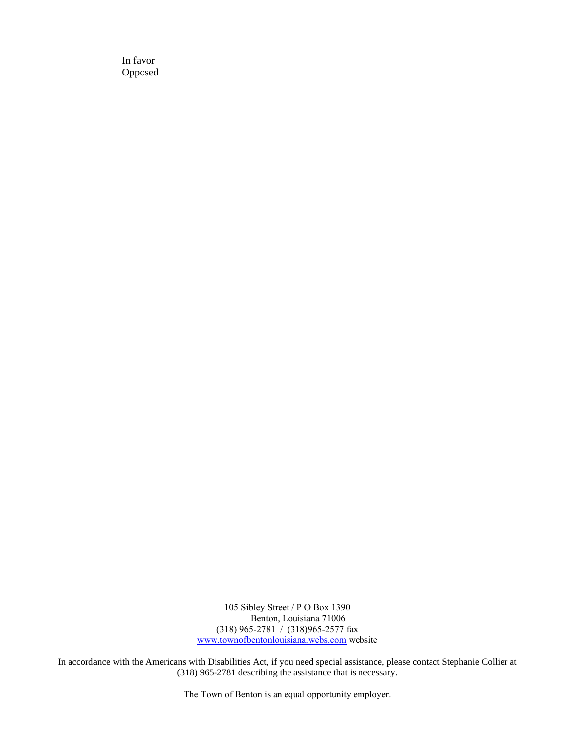In favor
Opposed

105 Sibley Street / P O Box 1390
Benton, Louisiana 71006
(318) 965-2781 / (318)965-2577 fax
www.townofbentonlouisiana.webs.com website

In accordance with the Americans with Disabilities Act, if you need special assistance, please contact Stephanie Collier at (318) 965-2781 describing the assistance that is necessary.

The Town of Benton is an equal opportunity employer.